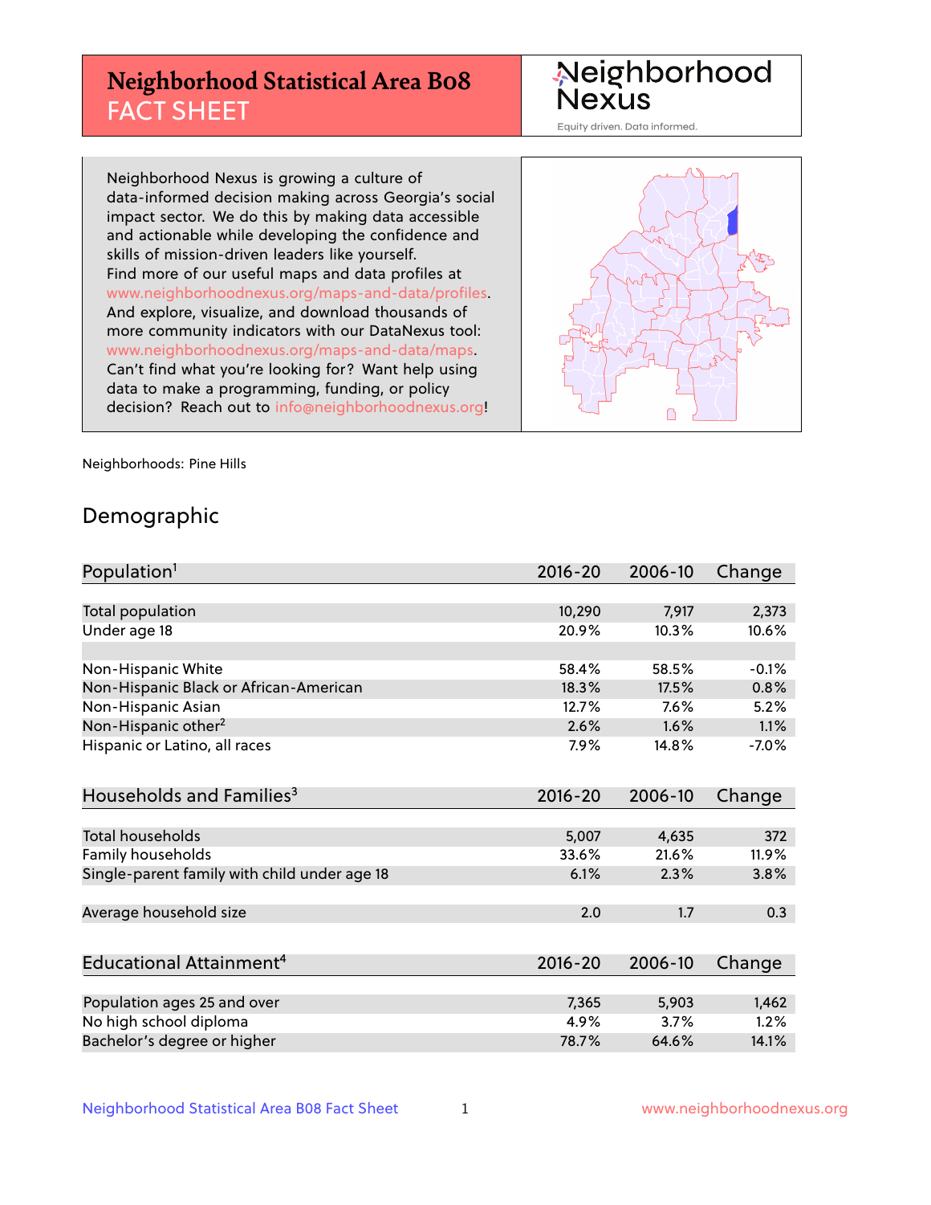# Neighborhood Statistical Area B08
## FACT SHEET

Neighborhood Nexus
Equity driven. Data informed.

Neighborhood Nexus is growing a culture of data-informed decision making across Georgia's social impact sector. We do this by making data accessible and actionable while developing the confidence and skills of mission-driven leaders like yourself. Find more of our useful maps and data profiles at www.neighborhoodnexus.org/maps-and-data/profiles. And explore, visualize, and download thousands of more community indicators with our DataNexus tool: www.neighborhoodnexus.org/maps-and-data/maps. Can't find what you're looking for? Want help using data to make a programming, funding, or policy decision? Reach out to info@neighborhoodnexus.org!

Neighborhoods: Pine Hills

## Demographic

| Population[1] | 2016-20 | 2006-10 | Change |
|---|---|---|---|
| Total population | 10,290 | 7,917 | 2,373 |
| Under age 18 | 20.9% | 10.3% | 10.6% |
| | | | |
| Non-Hispanic White | 58.4% | 58.5% | -0.1% |
| Non-Hispanic Black or African-American | 18.3% | 17.5% | 0.8% |
| Non-Hispanic Asian | 12.7% | 7.6% | 5.2% |
| Non-Hispanic other[2] | 2.6% | 1.6% | 1.1% |
| Hispanic or Latino, all races | 7.9% | 14.8% | -7.0% |

| Households and Families[3] | 2016-20 | 2006-10 | Change |
|---|---|---|---|
| Total households | 5,007 | 4,635 | 372 |
| Family households | 33.6% | 21.6% | 11.9% |
| Single-parent family with child under age 18 | 6.1% | 2.3% | 3.8% |
| | | | |
| Average household size | 2.0 | 1.7 | 0.3 |

| Educational Attainment[4] | 2016-20 | 2006-10 | Change |
|---|---|---|---|
| Population ages 25 and over | 7,365 | 5,903 | 1,462 |
| No high school diploma | 4.9% | 3.7% | 1.2% |
| Bachelor's degree or higher | 78.7% | 64.6% | 14.1% |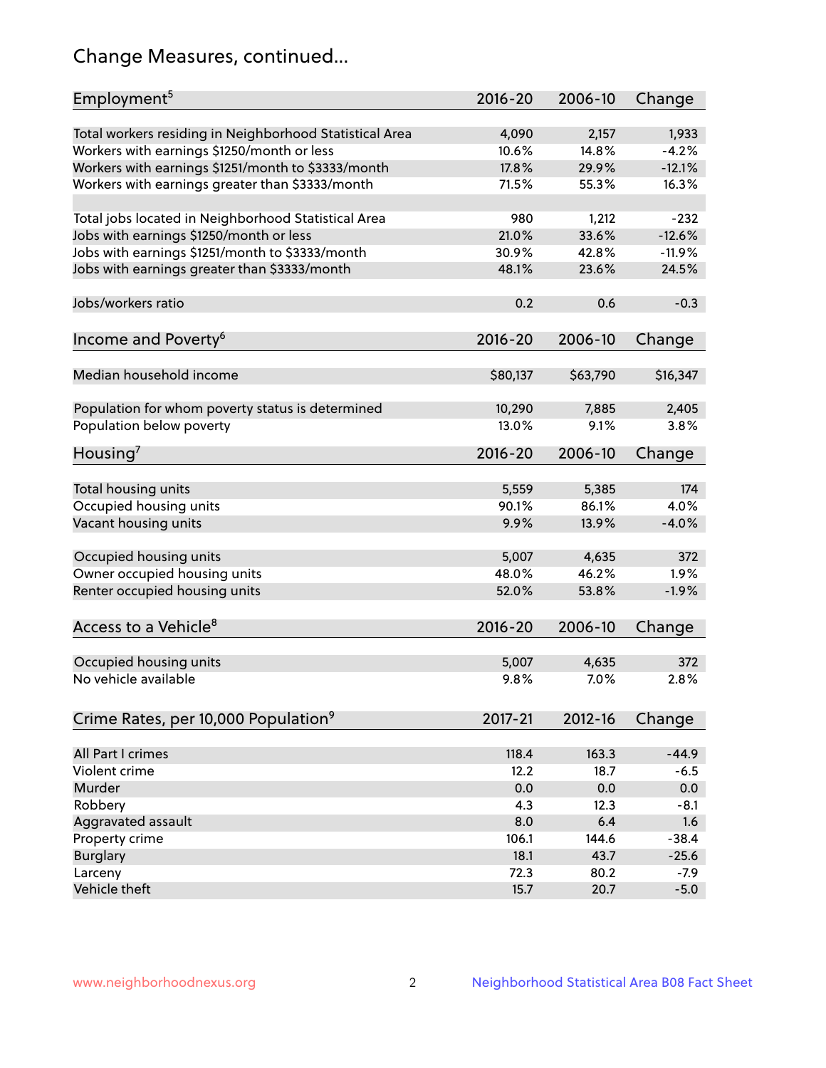# Change Measures, continued...

| Employment[5] | 2016-20 | 2006-10 | Change |
|---|---|---|---|
| Total workers residing in Neighborhood Statistical Area | 4,090 | 2,157 | 1,933 |
| Workers with earnings $1250/month or less | 10.6% | 14.8% | -4.2% |
| Workers with earnings $1251/month to $3333/month | 17.8% | 29.9% | -12.1% |
| Workers with earnings greater than $3333/month | 71.5% | 55.3% | 16.3% |
| | | | |
| Total jobs located in Neighborhood Statistical Area | 980 | 1,212 | -232 |
| Jobs with earnings $1250/month or less | 21.0% | 33.6% | -12.6% |
| Jobs with earnings $1251/month to $3333/month | 30.9% | 42.8% | -11.9% |
| Jobs with earnings greater than $3333/month | 48.1% | 23.6% | 24.5% |
| | | | |
| Jobs/workers ratio | 0.2 | 0.6 | -0.3 |

| Income and Poverty[6] | 2016-20 | 2006-10 | Change |
|---|---|---|---|
| Median household income | $80,137 | $63,790 | $16,347 |
| | | | |
| Population for whom poverty status is determined | 10,290 | 7,885 | 2,405 |
| Population below poverty | 13.0% | 9.1% | 3.8% |

| Housing[7] | 2016-20 | 2006-10 | Change |
|---|---|---|---|
| Total housing units | 5,559 | 5,385 | 174 |
| Occupied housing units | 90.1% | 86.1% | 4.0% |
| Vacant housing units | 9.9% | 13.9% | -4.0% |
| | | | |
| Occupied housing units | 5,007 | 4,635 | 372 |
| Owner occupied housing units | 48.0% | 46.2% | 1.9% |
| Renter occupied housing units | 52.0% | 53.8% | -1.9% |

| Access to a Vehicle[8] | 2016-20 | 2006-10 | Change |
|---|---|---|---|
| Occupied housing units | 5,007 | 4,635 | 372 |
| No vehicle available | 9.8% | 7.0% | 2.8% |

| Crime Rates, per 10,000 Population[9] | 2017-21 | 2012-16 | Change |
|---|---|---|---|
| All Part I crimes | 118.4 | 163.3 | -44.9 |
| Violent crime | 12.2 | 18.7 | -6.5 |
| Murder | 0.0 | 0.0 | 0.0 |
| Robbery | 4.3 | 12.3 | -8.1 |
| Aggravated assault | 8.0 | 6.4 | 1.6 |
| Property crime | 106.1 | 144.6 | -38.4 |
| Burglary | 18.1 | 43.7 | -25.6 |
| Larceny | 72.3 | 80.2 | -7.9 |
| Vehicle theft | 15.7 | 20.7 | -5.0 |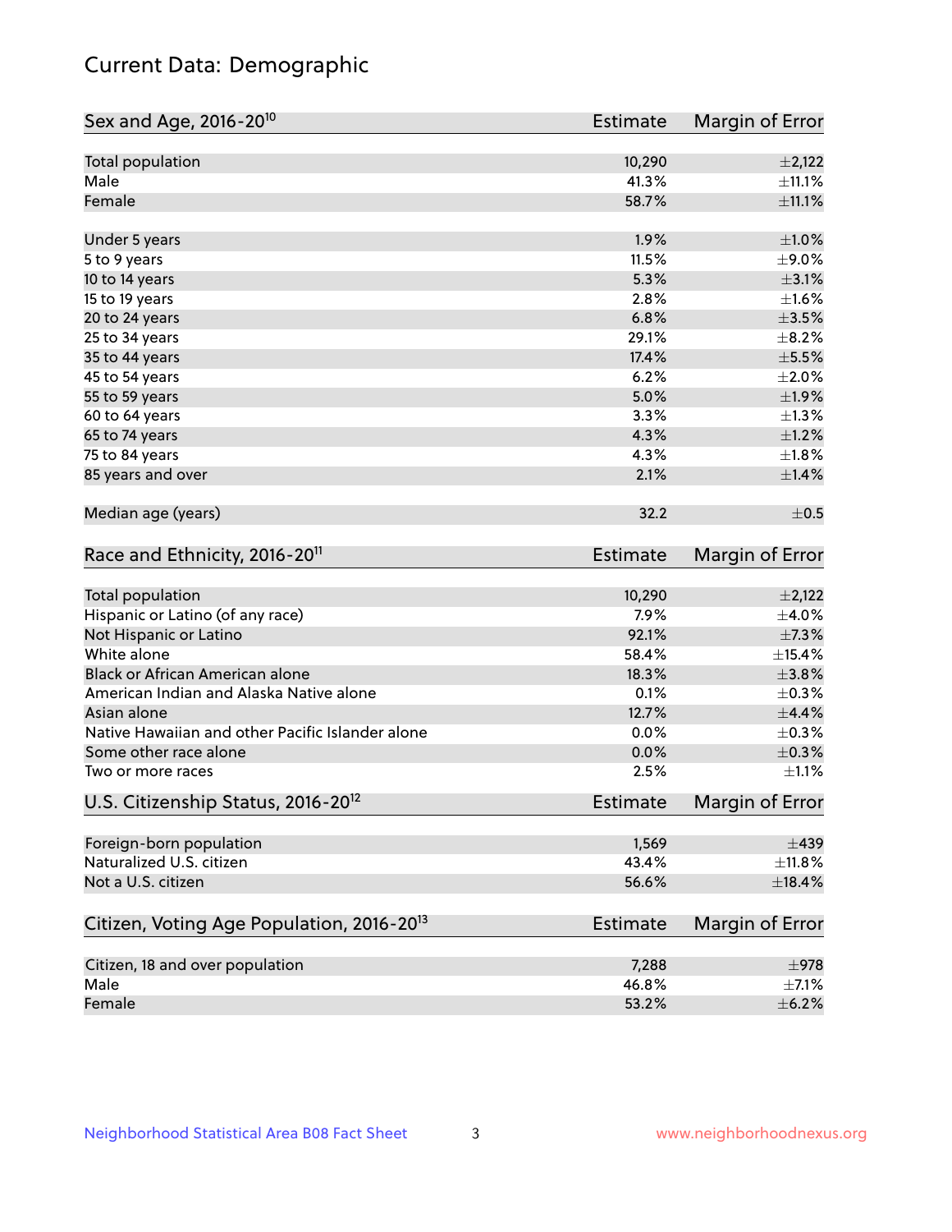# Current Data: Demographic

| Sex and Age, 2016-20[10] | Estimate | Margin of Error |
|---|---|---|
| Total population | 10,290 | ±2,122 |
| Male | 41.3% | ±11.1% |
| Female | 58.7% | ±11.1% |
| Under 5 years | 1.9% | ±1.0% |
| 5 to 9 years | 11.5% | ±9.0% |
| 10 to 14 years | 5.3% | ±3.1% |
| 15 to 19 years | 2.8% | ±1.6% |
| 20 to 24 years | 6.8% | ±3.5% |
| 25 to 34 years | 29.1% | ±8.2% |
| 35 to 44 years | 17.4% | ±5.5% |
| 45 to 54 years | 6.2% | ±2.0% |
| 55 to 59 years | 5.0% | ±1.9% |
| 60 to 64 years | 3.3% | ±1.3% |
| 65 to 74 years | 4.3% | ±1.2% |
| 75 to 84 years | 4.3% | ±1.8% |
| 85 years and over | 2.1% | ±1.4% |
| Median age (years) | 32.2 | ±0.5 |

| Race and Ethnicity, 2016-20[11] | Estimate | Margin of Error |
|---|---|---|
| Total population | 10,290 | ±2,122 |
| Hispanic or Latino (of any race) | 7.9% | ±4.0% |
| Not Hispanic or Latino | 92.1% | ±7.3% |
| White alone | 58.4% | ±15.4% |
| Black or African American alone | 18.3% | ±3.8% |
| American Indian and Alaska Native alone | 0.1% | ±0.3% |
| Asian alone | 12.7% | ±4.4% |
| Native Hawaiian and other Pacific Islander alone | 0.0% | ±0.3% |
| Some other race alone | 0.0% | ±0.3% |
| Two or more races | 2.5% | ±1.1% |

| U.S. Citizenship Status, 2016-20[12] | Estimate | Margin of Error |
|---|---|---|
| Foreign-born population | 1,569 | ±439 |
| Naturalized U.S. citizen | 43.4% | ±11.8% |
| Not a U.S. citizen | 56.6% | ±18.4% |

| Citizen, Voting Age Population, 2016-20[13] | Estimate | Margin of Error |
|---|---|---|
| Citizen, 18 and over population | 7,288 | ±978 |
| Male | 46.8% | ±7.1% |
| Female | 53.2% | ±6.2% |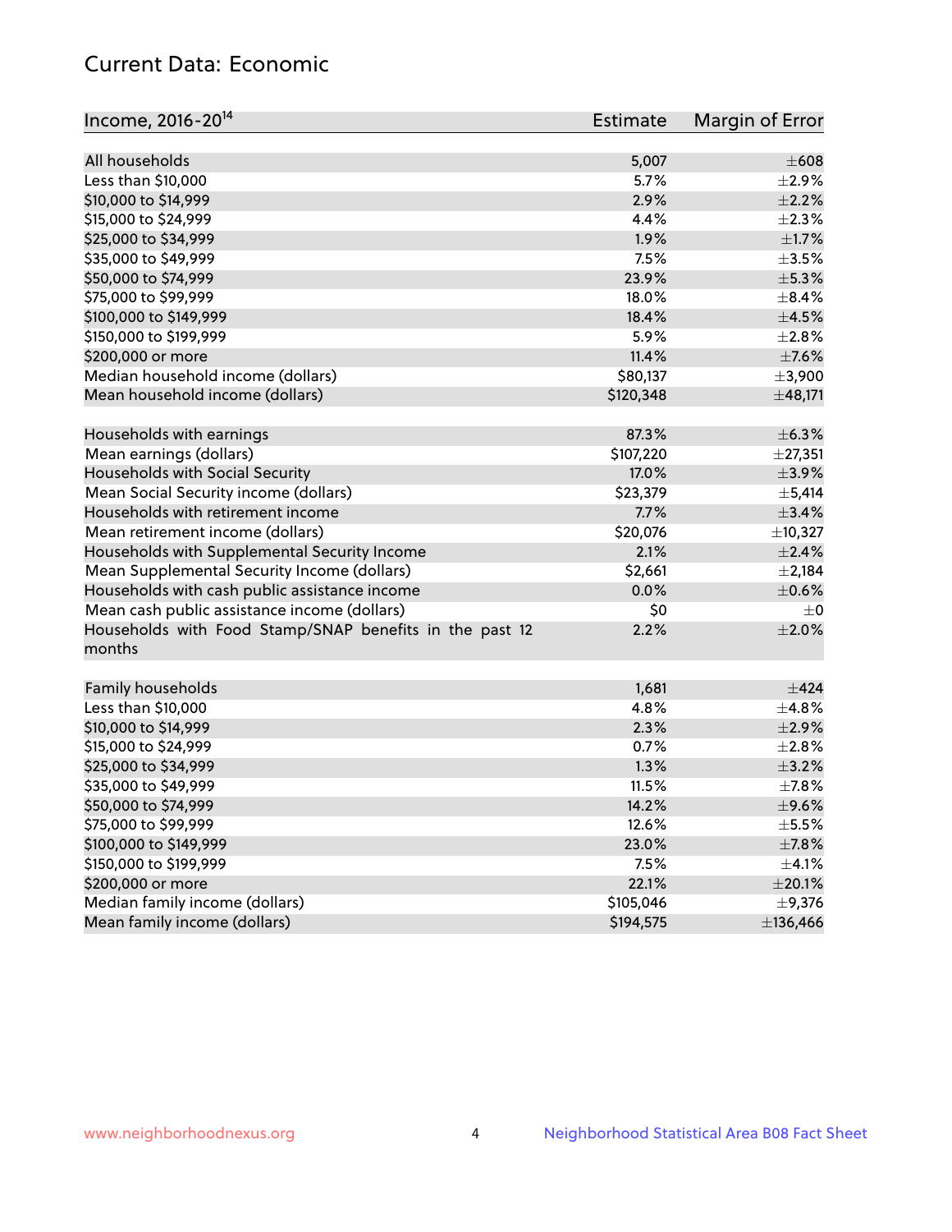## Current Data: Economic

| Income, 2016-20[14] | Estimate | Margin of Error |
|---|---|---|
| All households | 5,007 | ±608 |
| Less than $10,000 | 5.7% | ±2.9% |
| $10,000 to $14,999 | 2.9% | ±2.2% |
| $15,000 to $24,999 | 4.4% | ±2.3% |
| $25,000 to $34,999 | 1.9% | ±1.7% |
| $35,000 to $49,999 | 7.5% | ±3.5% |
| $50,000 to $74,999 | 23.9% | ±5.3% |
| $75,000 to $99,999 | 18.0% | ±8.4% |
| $100,000 to $149,999 | 18.4% | ±4.5% |
| $150,000 to $199,999 | 5.9% | ±2.8% |
| $200,000 or more | 11.4% | ±7.6% |
| Median household income (dollars) | $80,137 | ±3,900 |
| Mean household income (dollars) | $120,348 | ±48,171 |
| | | |
| Households with earnings | 87.3% | ±6.3% |
| Mean earnings (dollars) | $107,220 | ±27,351 |
| Households with Social Security | 17.0% | ±3.9% |
| Mean Social Security income (dollars) | $23,379 | ±5,414 |
| Households with retirement income | 7.7% | ±3.4% |
| Mean retirement income (dollars) | $20,076 | ±10,327 |
| Households with Supplemental Security Income | 2.1% | ±2.4% |
| Mean Supplemental Security Income (dollars) | $2,661 | ±2,184 |
| Households with cash public assistance income | 0.0% | ±0.6% |
| Mean cash public assistance income (dollars) | $0 | ±0 |
| Households with Food Stamp/SNAP benefits in the past 12 months | 2.2% | ±2.0% |
| | | |
| Family households | 1,681 | ±424 |
| Less than $10,000 | 4.8% | ±4.8% |
| $10,000 to $14,999 | 2.3% | ±2.9% |
| $15,000 to $24,999 | 0.7% | ±2.8% |
| $25,000 to $34,999 | 1.3% | ±3.2% |
| $35,000 to $49,999 | 11.5% | ±7.8% |
| $50,000 to $74,999 | 14.2% | ±9.6% |
| $75,000 to $99,999 | 12.6% | ±5.5% |
| $100,000 to $149,999 | 23.0% | ±7.8% |
| $150,000 to $199,999 | 7.5% | ±4.1% |
| $200,000 or more | 22.1% | ±20.1% |
| Median family income (dollars) | $105,046 | ±9,376 |
| Mean family income (dollars) | $194,575 | ±136,466 |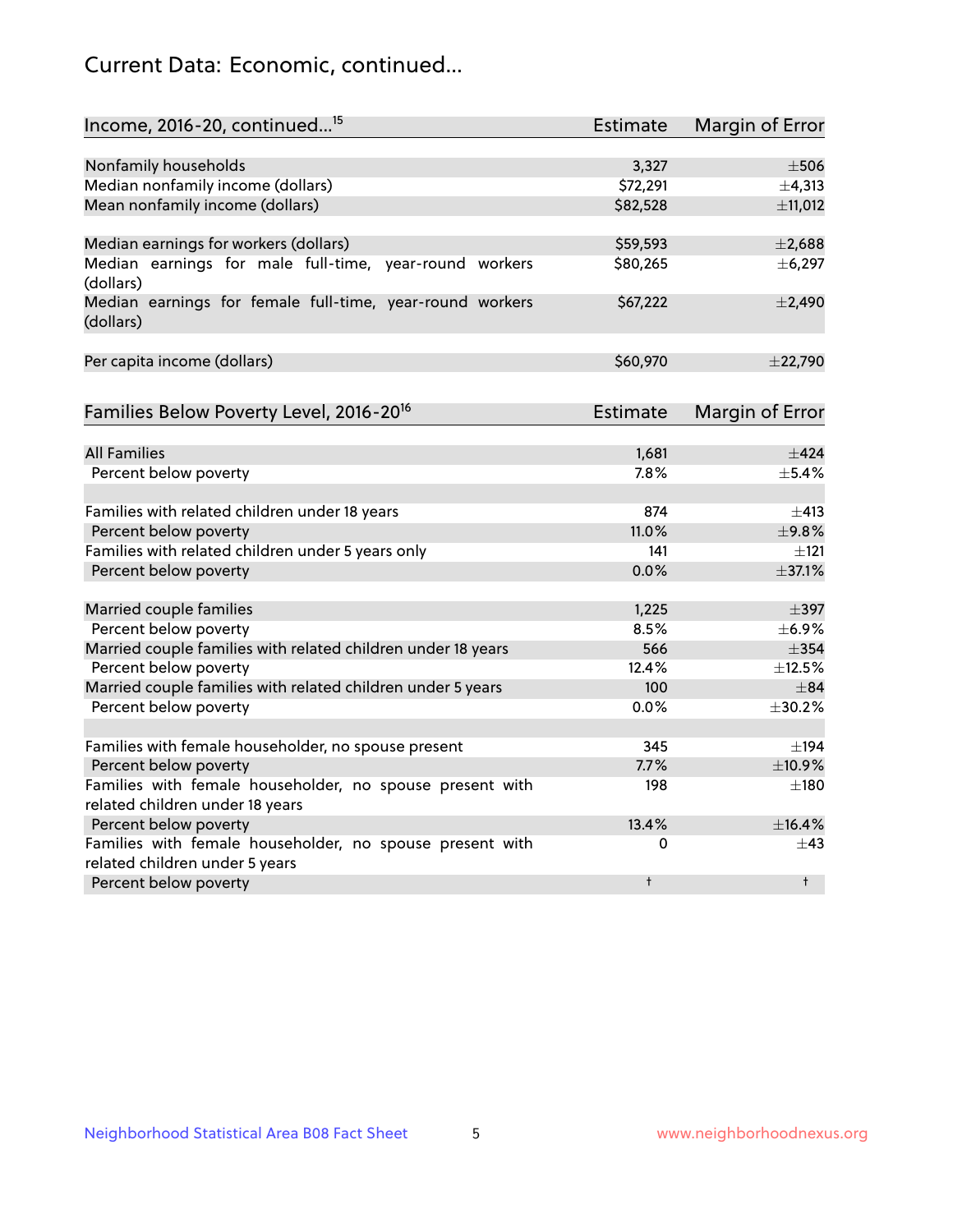# Current Data: Economic, continued...

| Income, 2016-20, continued...[15] | Estimate | Margin of Error |
|---|---|---|
| Nonfamily households | 3,327 | ±506 |
| Median nonfamily income (dollars) | $72,291 | ±4,313 |
| Mean nonfamily income (dollars) | $82,528 | ±11,012 |
| Median earnings for workers (dollars) | $59,593 | ±2,688 |
| Median earnings for male full-time, year-round workers (dollars) | $80,265 | ±6,297 |
| Median earnings for female full-time, year-round workers (dollars) | $67,222 | ±2,490 |
| Per capita income (dollars) | $60,970 | ±22,790 |

| Families Below Poverty Level, 2016-20[16] | Estimate | Margin of Error |
|---|---|---|
| All Families | 1,681 | ±424 |
| Percent below poverty | 7.8% | ±5.4% |
| Families with related children under 18 years | 874 | ±413 |
| Percent below poverty | 11.0% | ±9.8% |
| Families with related children under 5 years only | 141 | ±121 |
| Percent below poverty | 0.0% | ±37.1% |
| Married couple families | 1,225 | ±397 |
| Percent below poverty | 8.5% | ±6.9% |
| Married couple families with related children under 18 years | 566 | ±354 |
| Percent below poverty | 12.4% | ±12.5% |
| Married couple families with related children under 5 years | 100 | ±84 |
| Percent below poverty | 0.0% | ±30.2% |
| Families with female householder, no spouse present | 345 | ±194 |
| Percent below poverty | 7.7% | ±10.9% |
| Families with female householder, no spouse present with related children under 18 years | 198 | ±180 |
| Percent below poverty | 13.4% | ±16.4% |
| Families with female householder, no spouse present with related children under 5 years | 0 | ±43 |
| Percent below poverty | † | † |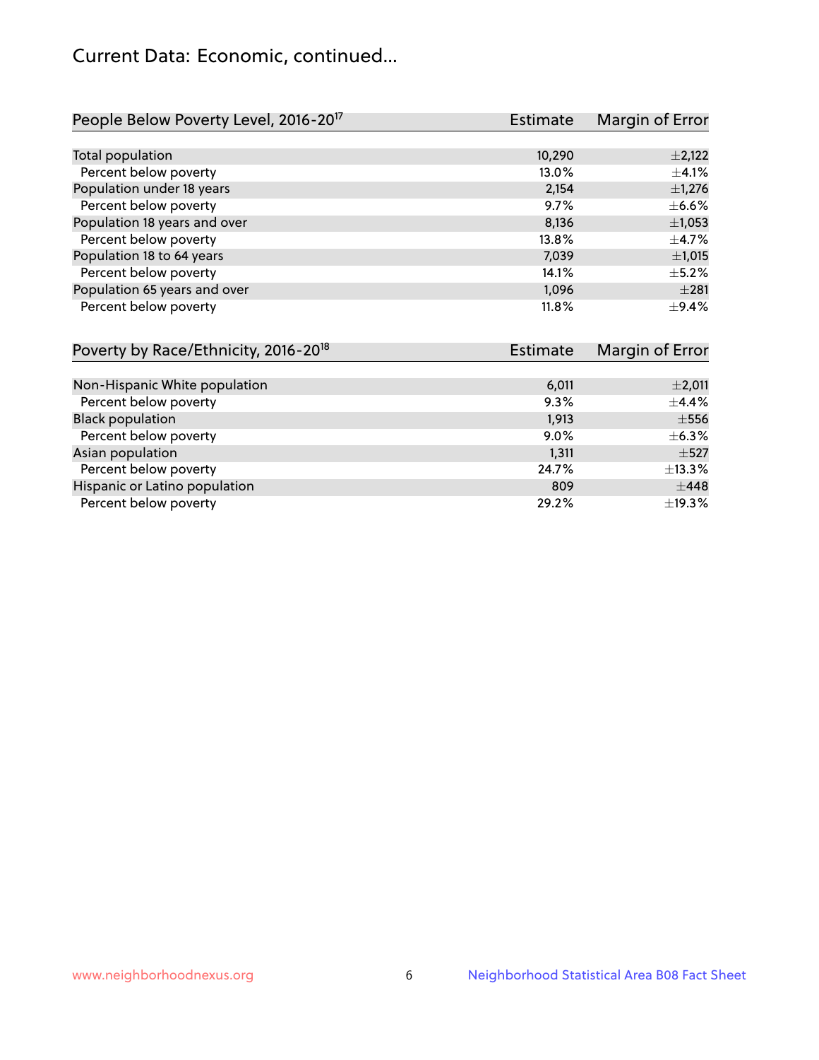# Current Data: Economic, continued...

| People Below Poverty Level, 2016-20[17] | Estimate | Margin of Error |
|---|---|---|
| Total population | 10,290 | ±2,122 |
| Percent below poverty | 13.0% | ±4.1% |
| Population under 18 years | 2,154 | ±1,276 |
| Percent below poverty | 9.7% | ±6.6% |
| Population 18 years and over | 8,136 | ±1,053 |
| Percent below poverty | 13.8% | ±4.7% |
| Population 18 to 64 years | 7,039 | ±1,015 |
| Percent below poverty | 14.1% | ±5.2% |
| Population 65 years and over | 1,096 | ±281 |
| Percent below poverty | 11.8% | ±9.4% |

| Poverty by Race/Ethnicity, 2016-20[18] | Estimate | Margin of Error |
|---|---|---|
| Non-Hispanic White population | 6,011 | ±2,011 |
| Percent below poverty | 9.3% | ±4.4% |
| Black population | 1,913 | ±556 |
| Percent below poverty | 9.0% | ±6.3% |
| Asian population | 1,311 | ±527 |
| Percent below poverty | 24.7% | ±13.3% |
| Hispanic or Latino population | 809 | ±448 |
| Percent below poverty | 29.2% | ±19.3% |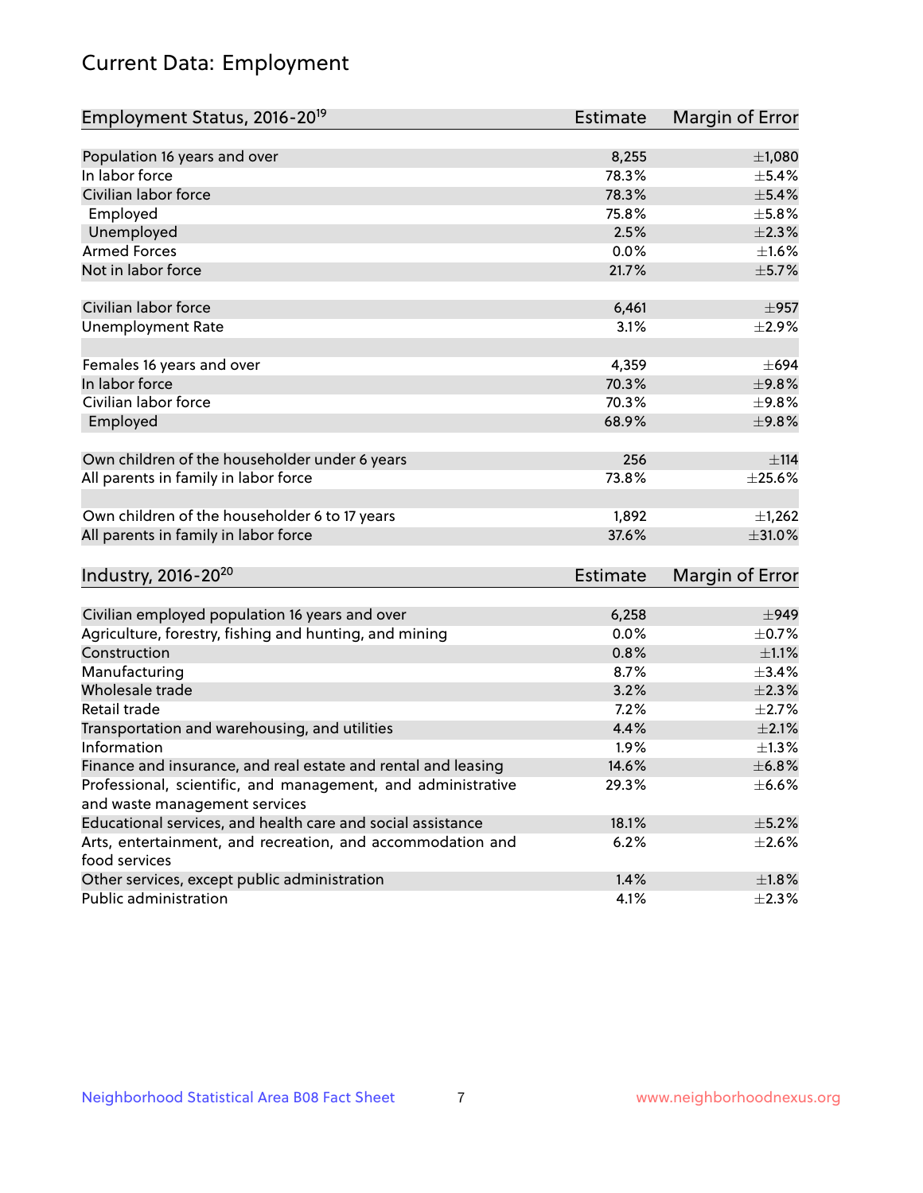# Current Data: Employment

| Employment Status, 2016-20[19] | Estimate | Margin of Error |
|---|---|---|
| Population 16 years and over | 8,255 | ±1,080 |
| In labor force | 78.3% | ±5.4% |
| Civilian labor force | 78.3% | ±5.4% |
| Employed | 75.8% | ±5.8% |
| Unemployed | 2.5% | ±2.3% |
| Armed Forces | 0.0% | ±1.6% |
| Not in labor force | 21.7% | ±5.7% |
| | | |
| Civilian labor force | 6,461 | ±957 |
| Unemployment Rate | 3.1% | ±2.9% |
| | | |
| Females 16 years and over | 4,359 | ±694 |
| In labor force | 70.3% | ±9.8% |
| Civilian labor force | 70.3% | ±9.8% |
| Employed | 68.9% | ±9.8% |
| | | |
| Own children of the householder under 6 years | 256 | ±114 |
| All parents in family in labor force | 73.8% | ±25.6% |
| | | |
| Own children of the householder 6 to 17 years | 1,892 | ±1,262 |
| All parents in family in labor force | 37.6% | ±31.0% |

| Industry, 2016-20[20] | Estimate | Margin of Error |
|---|---|---|
| Civilian employed population 16 years and over | 6,258 | ±949 |
| Agriculture, forestry, fishing and hunting, and mining | 0.0% | ±0.7% |
| Construction | 0.8% | ±1.1% |
| Manufacturing | 8.7% | ±3.4% |
| Wholesale trade | 3.2% | ±2.3% |
| Retail trade | 7.2% | ±2.7% |
| Transportation and warehousing, and utilities | 4.4% | ±2.1% |
| Information | 1.9% | ±1.3% |
| Finance and insurance, and real estate and rental and leasing | 14.6% | ±6.8% |
| Professional, scientific, and management, and administrative and waste management services | 29.3% | ±6.6% |
| Educational services, and health care and social assistance | 18.1% | ±5.2% |
| Arts, entertainment, and recreation, and accommodation and food services | 6.2% | ±2.6% |
| Other services, except public administration | 1.4% | ±1.8% |
| Public administration | 4.1% | ±2.3% |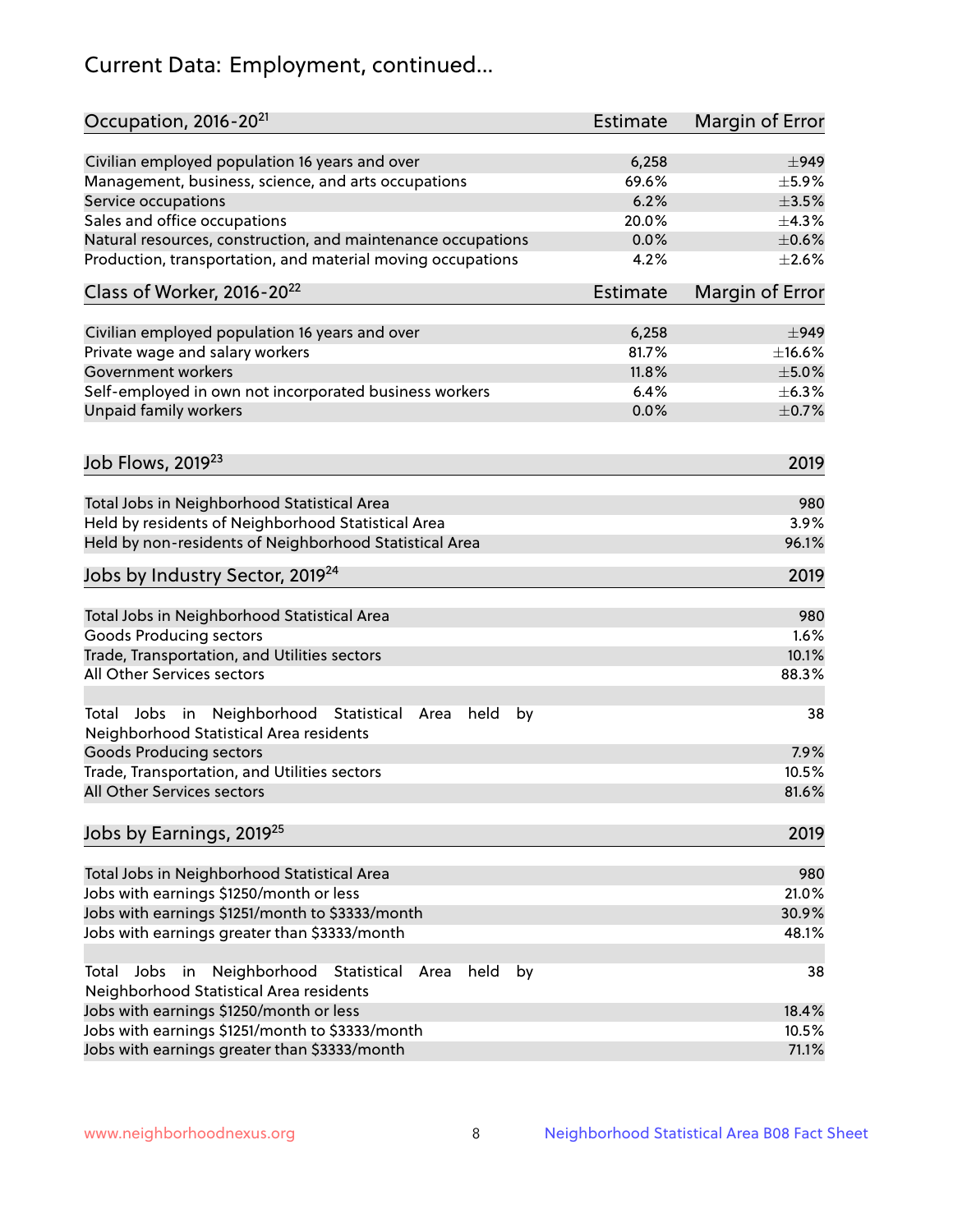# Current Data: Employment, continued...

| Occupation, 2016-20[21] | Estimate | Margin of Error |
| --- | --- | --- |
| Civilian employed population 16 years and over | 6,258 | ±949 |
| Management, business, science, and arts occupations | 69.6% | ±5.9% |
| Service occupations | 6.2% | ±3.5% |
| Sales and office occupations | 20.0% | ±4.3% |
| Natural resources, construction, and maintenance occupations | 0.0% | ±0.6% |
| Production, transportation, and material moving occupations | 4.2% | ±2.6% |

| Class of Worker, 2016-20[22] | Estimate | Margin of Error |
| --- | --- | --- |
| Civilian employed population 16 years and over | 6,258 | ±949 |
| Private wage and salary workers | 81.7% | ±16.6% |
| Government workers | 11.8% | ±5.0% |
| Self-employed in own not incorporated business workers | 6.4% | ±6.3% |
| Unpaid family workers | 0.0% | ±0.7% |

| Job Flows, 2019[23] | 2019 |
| --- | --- |
| Total Jobs in Neighborhood Statistical Area | 980 |
| Held by residents of Neighborhood Statistical Area | 3.9% |
| Held by non-residents of Neighborhood Statistical Area | 96.1% |

| Jobs by Industry Sector, 2019[24] | 2019 |
| --- | --- |
| Total Jobs in Neighborhood Statistical Area | 980 |
| Goods Producing sectors | 1.6% |
| Trade, Transportation, and Utilities sectors | 10.1% |
| All Other Services sectors | 88.3% |
| Total Jobs in Neighborhood Statistical Area held by Neighborhood Statistical Area residents | 38 |
| Goods Producing sectors | 7.9% |
| Trade, Transportation, and Utilities sectors | 10.5% |
| All Other Services sectors | 81.6% |

| Jobs by Earnings, 2019[25] | 2019 |
| --- | --- |
| Total Jobs in Neighborhood Statistical Area | 980 |
| Jobs with earnings $1250/month or less | 21.0% |
| Jobs with earnings $1251/month to $3333/month | 30.9% |
| Jobs with earnings greater than $3333/month | 48.1% |
| Total Jobs in Neighborhood Statistical Area held by Neighborhood Statistical Area residents | 38 |
| Jobs with earnings $1250/month or less | 18.4% |
| Jobs with earnings $1251/month to $3333/month | 10.5% |
| Jobs with earnings greater than $3333/month | 71.1% |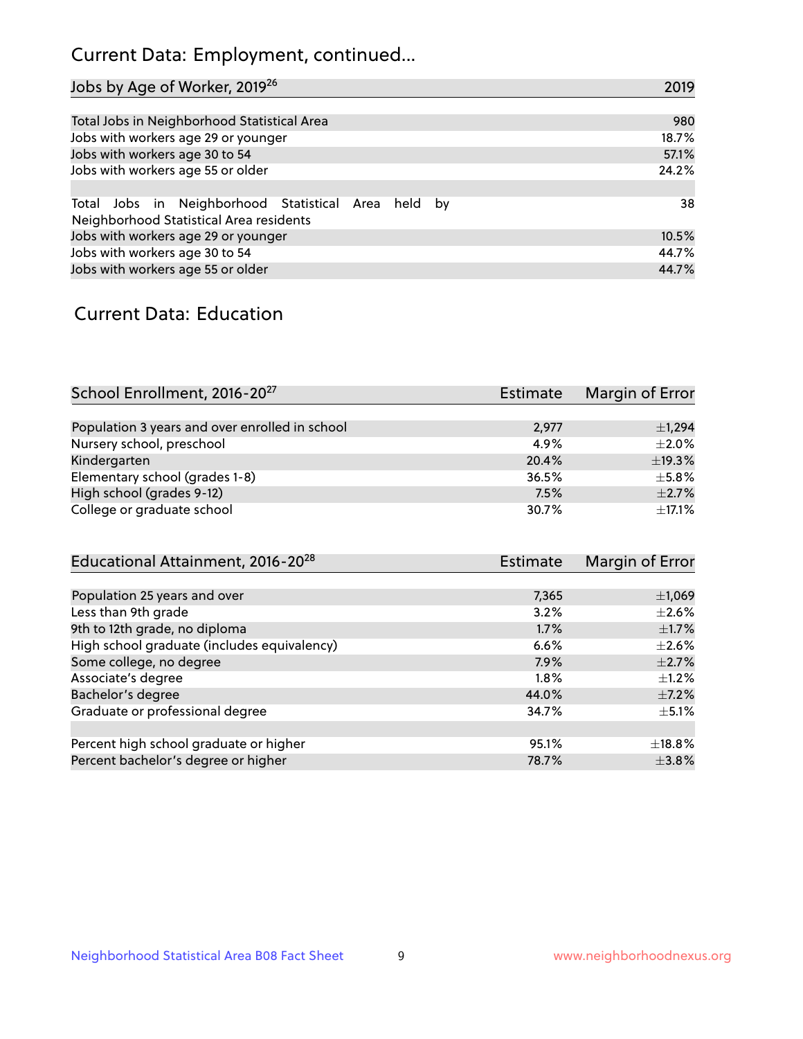## Current Data: Employment, continued...

| Jobs by Age of Worker, 2019[26] | 2019 |
|---|---|
| Total Jobs in Neighborhood Statistical Area | 980 |
| Jobs with workers age 29 or younger | 18.7% |
| Jobs with workers age 30 to 54 | 57.1% |
| Jobs with workers age 55 or older | 24.2% |
| | |
| Total Jobs in Neighborhood Statistical Area held by Neighborhood Statistical Area residents | 38 |
| Jobs with workers age 29 or younger | 10.5% |
| Jobs with workers age 30 to 54 | 44.7% |
| Jobs with workers age 55 or older | 44.7% |

## Current Data: Education

| School Enrollment, 2016-20[27] | Estimate | Margin of Error |
|---|---|---|
| Population 3 years and over enrolled in school | 2,977 | ±1,294 |
| Nursery school, preschool | 4.9% | ±2.0% |
| Kindergarten | 20.4% | ±19.3% |
| Elementary school (grades 1-8) | 36.5% | ±5.8% |
| High school (grades 9-12) | 7.5% | ±2.7% |
| College or graduate school | 30.7% | ±17.1% |

| Educational Attainment, 2016-20[28] | Estimate | Margin of Error |
|---|---|---|
| Population 25 years and over | 7,365 | ±1,069 |
| Less than 9th grade | 3.2% | ±2.6% |
| 9th to 12th grade, no diploma | 1.7% | ±1.7% |
| High school graduate (includes equivalency) | 6.6% | ±2.6% |
| Some college, no degree | 7.9% | ±2.7% |
| Associate's degree | 1.8% | ±1.2% |
| Bachelor's degree | 44.0% | ±7.2% |
| Graduate or professional degree | 34.7% | ±5.1% |
| | | |
| Percent high school graduate or higher | 95.1% | ±18.8% |
| Percent bachelor's degree or higher | 78.7% | ±3.8% |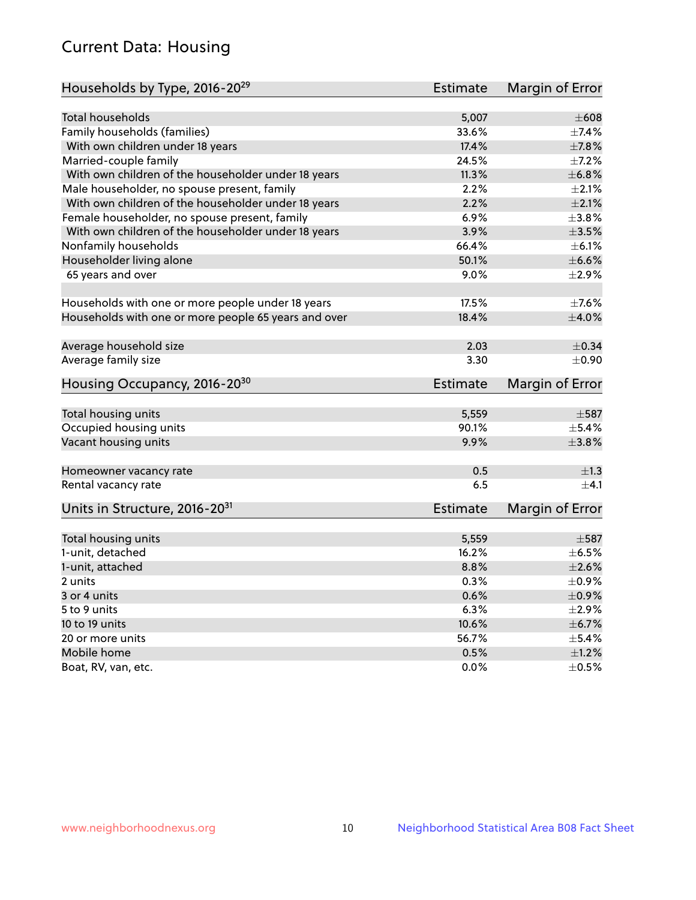## Current Data: Housing

| Households by Type, 2016-20[29] | Estimate | Margin of Error |
|---|---|---|
| Total households | 5,007 | ±608 |
| Family households (families) | 33.6% | ±7.4% |
| With own children under 18 years | 17.4% | ±7.8% |
| Married-couple family | 24.5% | ±7.2% |
| With own children of the householder under 18 years | 11.3% | ±6.8% |
| Male householder, no spouse present, family | 2.2% | ±2.1% |
| With own children of the householder under 18 years | 2.2% | ±2.1% |
| Female householder, no spouse present, family | 6.9% | ±3.8% |
| With own children of the householder under 18 years | 3.9% | ±3.5% |
| Nonfamily households | 66.4% | ±6.1% |
| Householder living alone | 50.1% | ±6.6% |
| 65 years and over | 9.0% | ±2.9% |
| Households with one or more people under 18 years | 17.5% | ±7.6% |
| Households with one or more people 65 years and over | 18.4% | ±4.0% |
| Average household size | 2.03 | ±0.34 |
| Average family size | 3.30 | ±0.90 |

| Housing Occupancy, 2016-20[30] | Estimate | Margin of Error |
|---|---|---|
| Total housing units | 5,559 | ±587 |
| Occupied housing units | 90.1% | ±5.4% |
| Vacant housing units | 9.9% | ±3.8% |
| Homeowner vacancy rate | 0.5 | ±1.3 |
| Rental vacancy rate | 6.5 | ±4.1 |

| Units in Structure, 2016-20[31] | Estimate | Margin of Error |
|---|---|---|
| Total housing units | 5,559 | ±587 |
| 1-unit, detached | 16.2% | ±6.5% |
| 1-unit, attached | 8.8% | ±2.6% |
| 2 units | 0.3% | ±0.9% |
| 3 or 4 units | 0.6% | ±0.9% |
| 5 to 9 units | 6.3% | ±2.9% |
| 10 to 19 units | 10.6% | ±6.7% |
| 20 or more units | 56.7% | ±5.4% |
| Mobile home | 0.5% | ±1.2% |
| Boat, RV, van, etc. | 0.0% | ±0.5% |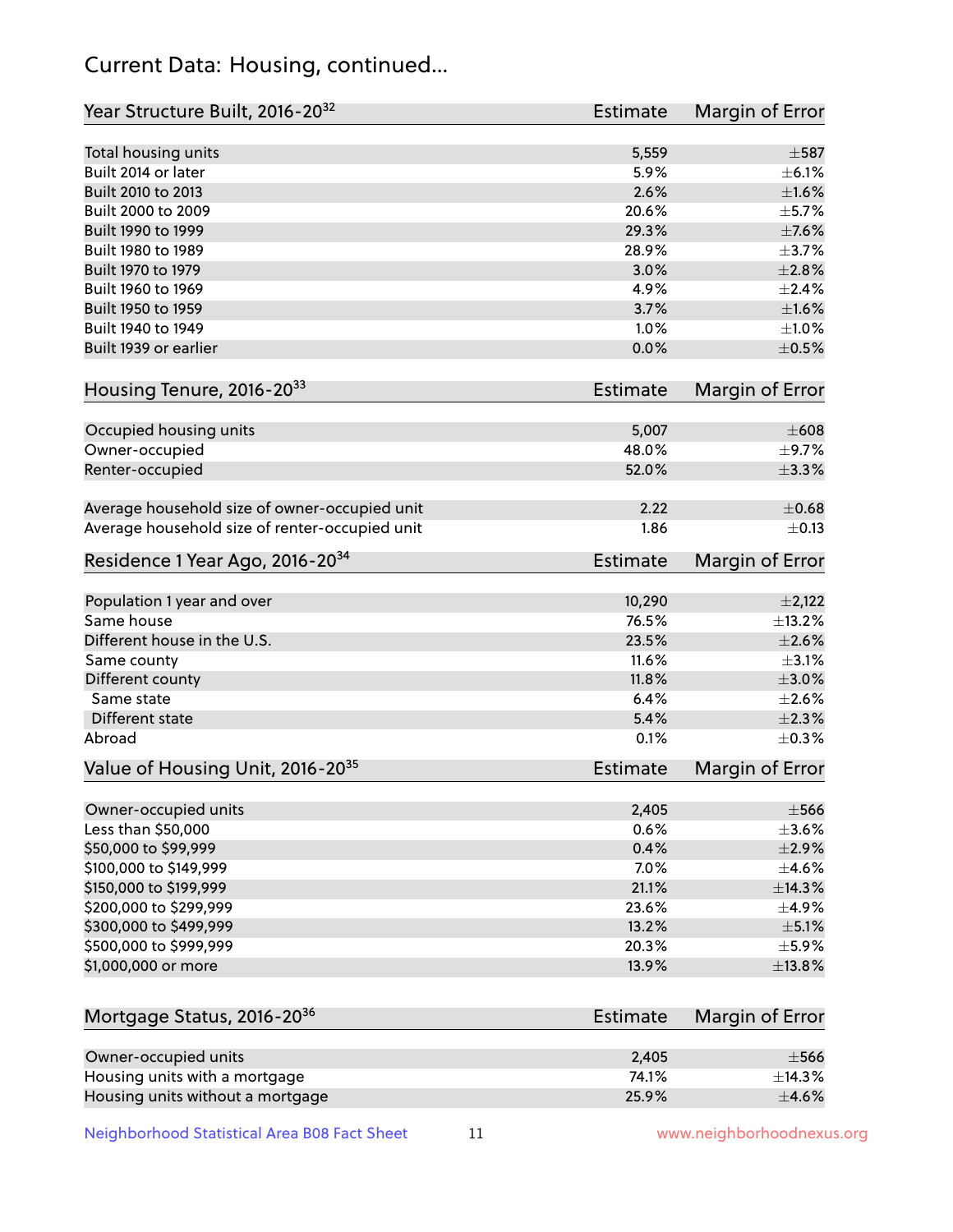## Current Data: Housing, continued...

| Year Structure Built, 2016-20[32] | Estimate | Margin of Error |
|---|---|---|
| Total housing units | 5,559 | ±587 |
| Built 2014 or later | 5.9% | ±6.1% |
| Built 2010 to 2013 | 2.6% | ±1.6% |
| Built 2000 to 2009 | 20.6% | ±5.7% |
| Built 1990 to 1999 | 29.3% | ±7.6% |
| Built 1980 to 1989 | 28.9% | ±3.7% |
| Built 1970 to 1979 | 3.0% | ±2.8% |
| Built 1960 to 1969 | 4.9% | ±2.4% |
| Built 1950 to 1959 | 3.7% | ±1.6% |
| Built 1940 to 1949 | 1.0% | ±1.0% |
| Built 1939 or earlier | 0.0% | ±0.5% |

| Housing Tenure, 2016-20[33] | Estimate | Margin of Error |
|---|---|---|
| Occupied housing units | 5,007 | ±608 |
| Owner-occupied | 48.0% | ±9.7% |
| Renter-occupied | 52.0% | ±3.3% |
| Average household size of owner-occupied unit | 2.22 | ±0.68 |
| Average household size of renter-occupied unit | 1.86 | ±0.13 |

| Residence 1 Year Ago, 2016-20[34] | Estimate | Margin of Error |
|---|---|---|
| Population 1 year and over | 10,290 | ±2,122 |
| Same house | 76.5% | ±13.2% |
| Different house in the U.S. | 23.5% | ±2.6% |
| Same county | 11.6% | ±3.1% |
| Different county | 11.8% | ±3.0% |
| Same state | 6.4% | ±2.6% |
| Different state | 5.4% | ±2.3% |
| Abroad | 0.1% | ±0.3% |

| Value of Housing Unit, 2016-20[35] | Estimate | Margin of Error |
|---|---|---|
| Owner-occupied units | 2,405 | ±566 |
| Less than $50,000 | 0.6% | ±3.6% |
| $50,000 to $99,999 | 0.4% | ±2.9% |
| $100,000 to $149,999 | 7.0% | ±4.6% |
| $150,000 to $199,999 | 21.1% | ±14.3% |
| $200,000 to $299,999 | 23.6% | ±4.9% |
| $300,000 to $499,999 | 13.2% | ±5.1% |
| $500,000 to $999,999 | 20.3% | ±5.9% |
| $1,000,000 or more | 13.9% | ±13.8% |

| Mortgage Status, 2016-20[36] | Estimate | Margin of Error |
|---|---|---|
| Owner-occupied units | 2,405 | ±566 |
| Housing units with a mortgage | 74.1% | ±14.3% |
| Housing units without a mortgage | 25.9% | ±4.6% |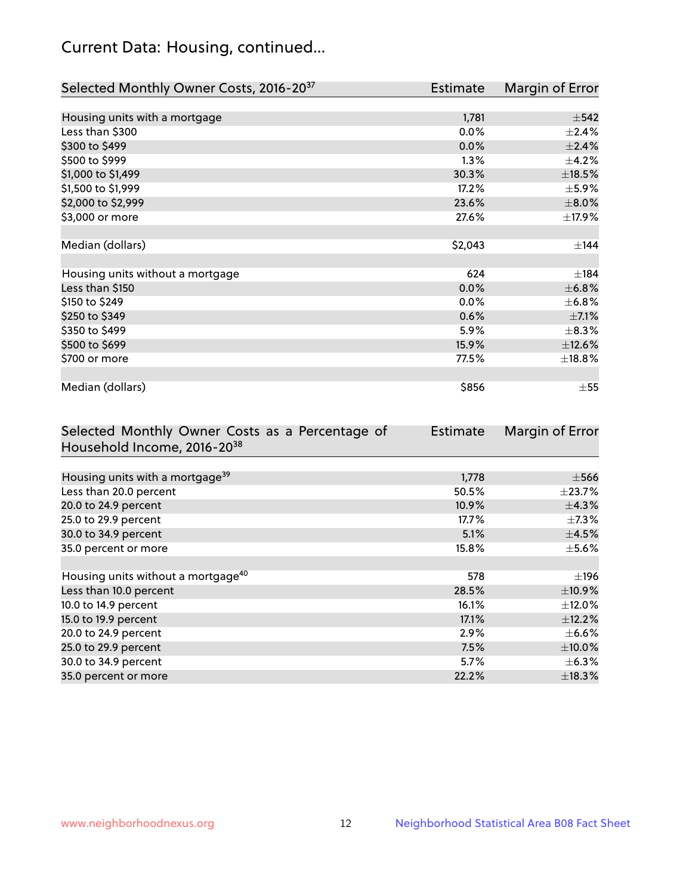## Current Data: Housing, continued...

| Selected Monthly Owner Costs, 2016-20[37] | Estimate | Margin of Error |
|---|---|---|
| Housing units with a mortgage | 1,781 | ±542 |
| Less than $300 | 0.0% | ±2.4% |
| $300 to $499 | 0.0% | ±2.4% |
| $500 to $999 | 1.3% | ±4.2% |
| $1,000 to $1,499 | 30.3% | ±18.5% |
| $1,500 to $1,999 | 17.2% | ±5.9% |
| $2,000 to $2,999 | 23.6% | ±8.0% |
| $3,000 or more | 27.6% | ±17.9% |
| | | |
| Median (dollars) | $2,043 | ±144 |
| | | |
| Housing units without a mortgage | 624 | ±184 |
| Less than $150 | 0.0% | ±6.8% |
| $150 to $249 | 0.0% | ±6.8% |
| $250 to $349 | 0.6% | ±7.1% |
| $350 to $499 | 5.9% | ±8.3% |
| $500 to $699 | 15.9% | ±12.6% |
| $700 or more | 77.5% | ±18.8% |
| | | |
| Median (dollars) | $856 | ±55 |

| Selected Monthly Owner Costs as a Percentage of Household Income, 2016-20[38] | Estimate | Margin of Error |
|---|---|---|
| Housing units with a mortgage[39] | 1,778 | ±566 |
| Less than 20.0 percent | 50.5% | ±23.7% |
| 20.0 to 24.9 percent | 10.9% | ±4.3% |
| 25.0 to 29.9 percent | 17.7% | ±7.3% |
| 30.0 to 34.9 percent | 5.1% | ±4.5% |
| 35.0 percent or more | 15.8% | ±5.6% |
| | | |
| Housing units without a mortgage[40] | 578 | ±196 |
| Less than 10.0 percent | 28.5% | ±10.9% |
| 10.0 to 14.9 percent | 16.1% | ±12.0% |
| 15.0 to 19.9 percent | 17.1% | ±12.2% |
| 20.0 to 24.9 percent | 2.9% | ±6.6% |
| 25.0 to 29.9 percent | 7.5% | ±10.0% |
| 30.0 to 34.9 percent | 5.7% | ±6.3% |
| 35.0 percent or more | 22.2% | ±18.3% |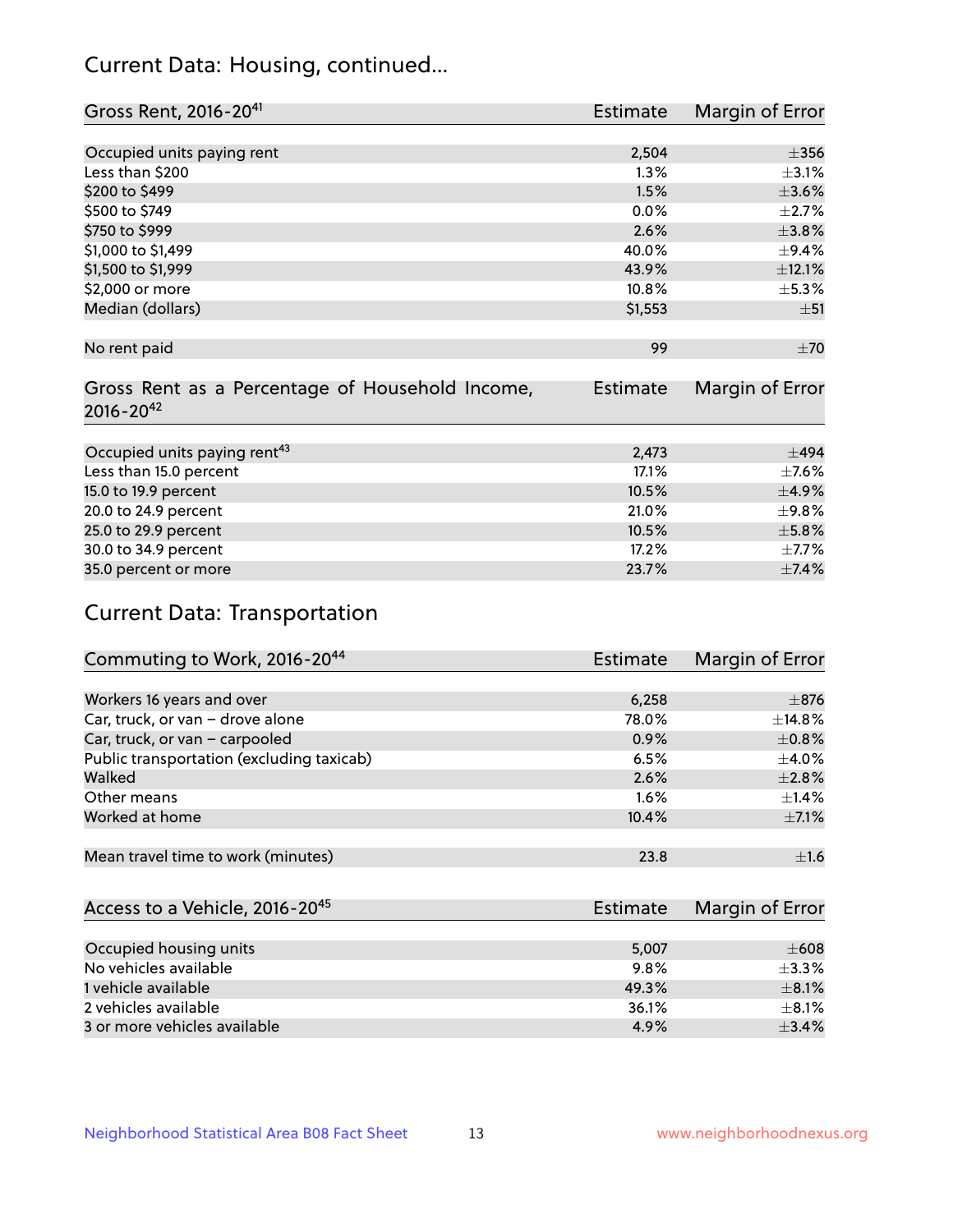## Current Data: Housing, continued...

| Gross Rent, 2016-20[41] | Estimate | Margin of Error |
|---|---|---|
| Occupied units paying rent | 2,504 | ±356 |
| Less than $200 | 1.3% | ±3.1% |
| $200 to $499 | 1.5% | ±3.6% |
| $500 to $749 | 0.0% | ±2.7% |
| $750 to $999 | 2.6% | ±3.8% |
| $1,000 to $1,499 | 40.0% | ±9.4% |
| $1,500 to $1,999 | 43.9% | ±12.1% |
| $2,000 or more | 10.8% | ±5.3% |
| Median (dollars) | $1,553 | ±51 |
| No rent paid | 99 | ±70 |

| Gross Rent as a Percentage of Household Income, 2016-20[42] | Estimate | Margin of Error |
|---|---|---|
| Occupied units paying rent[43] | 2,473 | ±494 |
| Less than 15.0 percent | 17.1% | ±7.6% |
| 15.0 to 19.9 percent | 10.5% | ±4.9% |
| 20.0 to 24.9 percent | 21.0% | ±9.8% |
| 25.0 to 29.9 percent | 10.5% | ±5.8% |
| 30.0 to 34.9 percent | 17.2% | ±7.7% |
| 35.0 percent or more | 23.7% | ±7.4% |

## Current Data: Transportation

| Commuting to Work, 2016-20[44] | Estimate | Margin of Error |
|---|---|---|
| Workers 16 years and over | 6,258 | ±876 |
| Car, truck, or van – drove alone | 78.0% | ±14.8% |
| Car, truck, or van – carpooled | 0.9% | ±0.8% |
| Public transportation (excluding taxicab) | 6.5% | ±4.0% |
| Walked | 2.6% | ±2.8% |
| Other means | 1.6% | ±1.4% |
| Worked at home | 10.4% | ±7.1% |
| Mean travel time to work (minutes) | 23.8 | ±1.6 |

| Access to a Vehicle, 2016-20[45] | Estimate | Margin of Error |
|---|---|---|
| Occupied housing units | 5,007 | ±608 |
| No vehicles available | 9.8% | ±3.3% |
| 1 vehicle available | 49.3% | ±8.1% |
| 2 vehicles available | 36.1% | ±8.1% |
| 3 or more vehicles available | 4.9% | ±3.4% |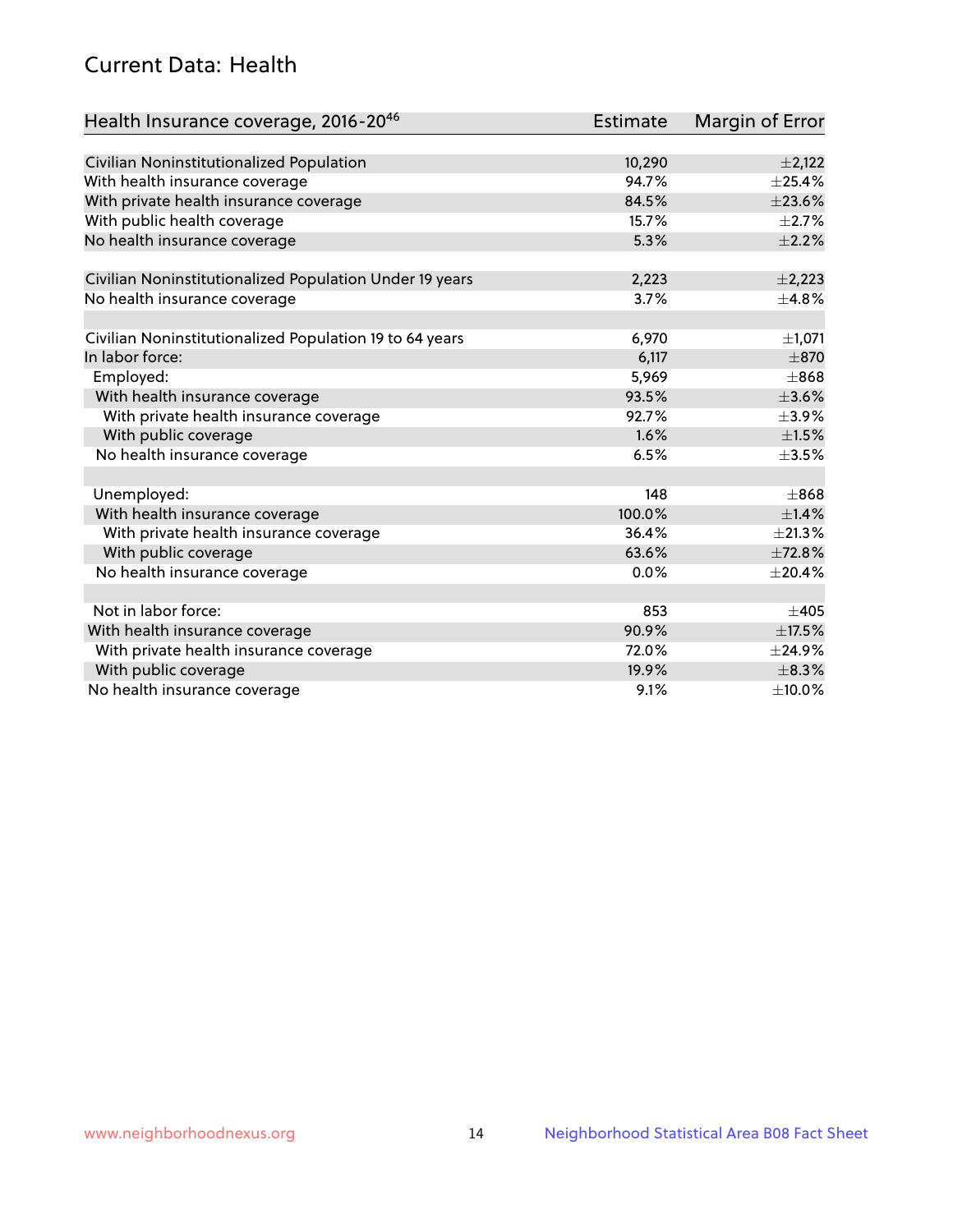## Current Data: Health

| Health Insurance coverage, 2016-20[46] | Estimate | Margin of Error |
|---|---|---|
| Civilian Noninstitutionalized Population | 10,290 | ±2,122 |
| With health insurance coverage | 94.7% | ±25.4% |
| With private health insurance coverage | 84.5% | ±23.6% |
| With public health coverage | 15.7% | ±2.7% |
| No health insurance coverage | 5.3% | ±2.2% |
| | | |
| Civilian Noninstitutionalized Population Under 19 years | 2,223 | ±2,223 |
| No health insurance coverage | 3.7% | ±4.8% |
| | | |
| Civilian Noninstitutionalized Population 19 to 64 years | 6,970 | ±1,071 |
| In labor force: | 6,117 | ±870 |
| Employed: | 5,969 | ±868 |
| With health insurance coverage | 93.5% | ±3.6% |
| With private health insurance coverage | 92.7% | ±3.9% |
| With public coverage | 1.6% | ±1.5% |
| No health insurance coverage | 6.5% | ±3.5% |
| | | |
| Unemployed: | 148 | ±868 |
| With health insurance coverage | 100.0% | ±1.4% |
| With private health insurance coverage | 36.4% | ±21.3% |
| With public coverage | 63.6% | ±72.8% |
| No health insurance coverage | 0.0% | ±20.4% |
| | | |
| Not in labor force: | 853 | ±405 |
| With health insurance coverage | 90.9% | ±17.5% |
| With private health insurance coverage | 72.0% | ±24.9% |
| With public coverage | 19.9% | ±8.3% |
| No health insurance coverage | 9.1% | ±10.0% |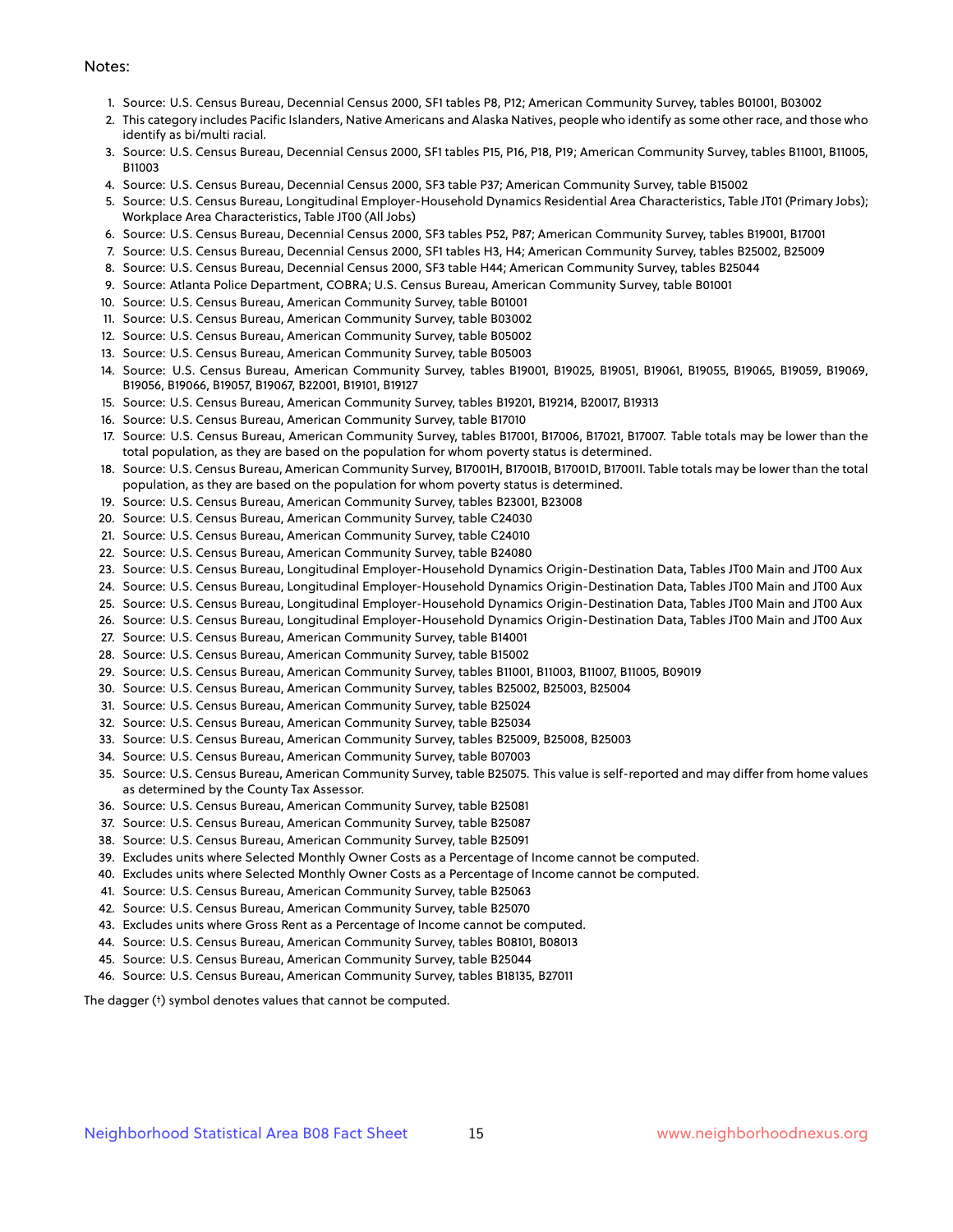Notes:

1. Source: U.S. Census Bureau, Decennial Census 2000, SF1 tables P8, P12; American Community Survey, tables B01001, B03002
2. This category includes Pacific Islanders, Native Americans and Alaska Natives, people who identify as some other race, and those who identify as bi/multi racial.
3. Source: U.S. Census Bureau, Decennial Census 2000, SF1 tables P15, P16, P18, P19; American Community Survey, tables B11001, B11005, B11003
4. Source: U.S. Census Bureau, Decennial Census 2000, SF3 table P37; American Community Survey, table B15002
5. Source: U.S. Census Bureau, Longitudinal Employer-Household Dynamics Residential Area Characteristics, Table JT01 (Primary Jobs); Workplace Area Characteristics, Table JT00 (All Jobs)
6. Source: U.S. Census Bureau, Decennial Census 2000, SF3 tables P52, P87; American Community Survey, tables B19001, B17001
7. Source: U.S. Census Bureau, Decennial Census 2000, SF1 tables H3, H4; American Community Survey, tables B25002, B25009
8. Source: U.S. Census Bureau, Decennial Census 2000, SF3 table H44; American Community Survey, tables B25044
9. Source: Atlanta Police Department, COBRA; U.S. Census Bureau, American Community Survey, table B01001
10. Source: U.S. Census Bureau, American Community Survey, table B01001
11. Source: U.S. Census Bureau, American Community Survey, table B03002
12. Source: U.S. Census Bureau, American Community Survey, table B05002
13. Source: U.S. Census Bureau, American Community Survey, table B05003
14. Source: U.S. Census Bureau, American Community Survey, tables B19001, B19025, B19051, B19061, B19055, B19065, B19059, B19069, B19056, B19066, B19057, B19067, B22001, B19101, B19127
15. Source: U.S. Census Bureau, American Community Survey, tables B19201, B19214, B20017, B19313
16. Source: U.S. Census Bureau, American Community Survey, table B17010
17. Source: U.S. Census Bureau, American Community Survey, tables B17001, B17006, B17021, B17007. Table totals may be lower than the total population, as they are based on the population for whom poverty status is determined.
18. Source: U.S. Census Bureau, American Community Survey, B17001H, B17001B, B17001D, B17001I. Table totals may be lower than the total population, as they are based on the population for whom poverty status is determined.
19. Source: U.S. Census Bureau, American Community Survey, tables B23001, B23008
20. Source: U.S. Census Bureau, American Community Survey, table C24030
21. Source: U.S. Census Bureau, American Community Survey, table C24010
22. Source: U.S. Census Bureau, American Community Survey, table B24080
23. Source: U.S. Census Bureau, Longitudinal Employer-Household Dynamics Origin-Destination Data, Tables JT00 Main and JT00 Aux
24. Source: U.S. Census Bureau, Longitudinal Employer-Household Dynamics Origin-Destination Data, Tables JT00 Main and JT00 Aux
25. Source: U.S. Census Bureau, Longitudinal Employer-Household Dynamics Origin-Destination Data, Tables JT00 Main and JT00 Aux
26. Source: U.S. Census Bureau, Longitudinal Employer-Household Dynamics Origin-Destination Data, Tables JT00 Main and JT00 Aux
27. Source: U.S. Census Bureau, American Community Survey, table B14001
28. Source: U.S. Census Bureau, American Community Survey, table B15002
29. Source: U.S. Census Bureau, American Community Survey, tables B11001, B11003, B11007, B11005, B09019
30. Source: U.S. Census Bureau, American Community Survey, tables B25002, B25003, B25004
31. Source: U.S. Census Bureau, American Community Survey, table B25024
32. Source: U.S. Census Bureau, American Community Survey, table B25034
33. Source: U.S. Census Bureau, American Community Survey, tables B25009, B25008, B25003
34. Source: U.S. Census Bureau, American Community Survey, table B07003
35. Source: U.S. Census Bureau, American Community Survey, table B25075. This value is self-reported and may differ from home values as determined by the County Tax Assessor.
36. Source: U.S. Census Bureau, American Community Survey, table B25081
37. Source: U.S. Census Bureau, American Community Survey, table B25087
38. Source: U.S. Census Bureau, American Community Survey, table B25091
39. Excludes units where Selected Monthly Owner Costs as a Percentage of Income cannot be computed.
40. Excludes units where Selected Monthly Owner Costs as a Percentage of Income cannot be computed.
41. Source: U.S. Census Bureau, American Community Survey, table B25063
42. Source: U.S. Census Bureau, American Community Survey, table B25070
43. Excludes units where Gross Rent as a Percentage of Income cannot be computed.
44. Source: U.S. Census Bureau, American Community Survey, tables B08101, B08013
45. Source: U.S. Census Bureau, American Community Survey, table B25044
46. Source: U.S. Census Bureau, American Community Survey, tables B18135, B27011

The dagger (†) symbol denotes values that cannot be computed.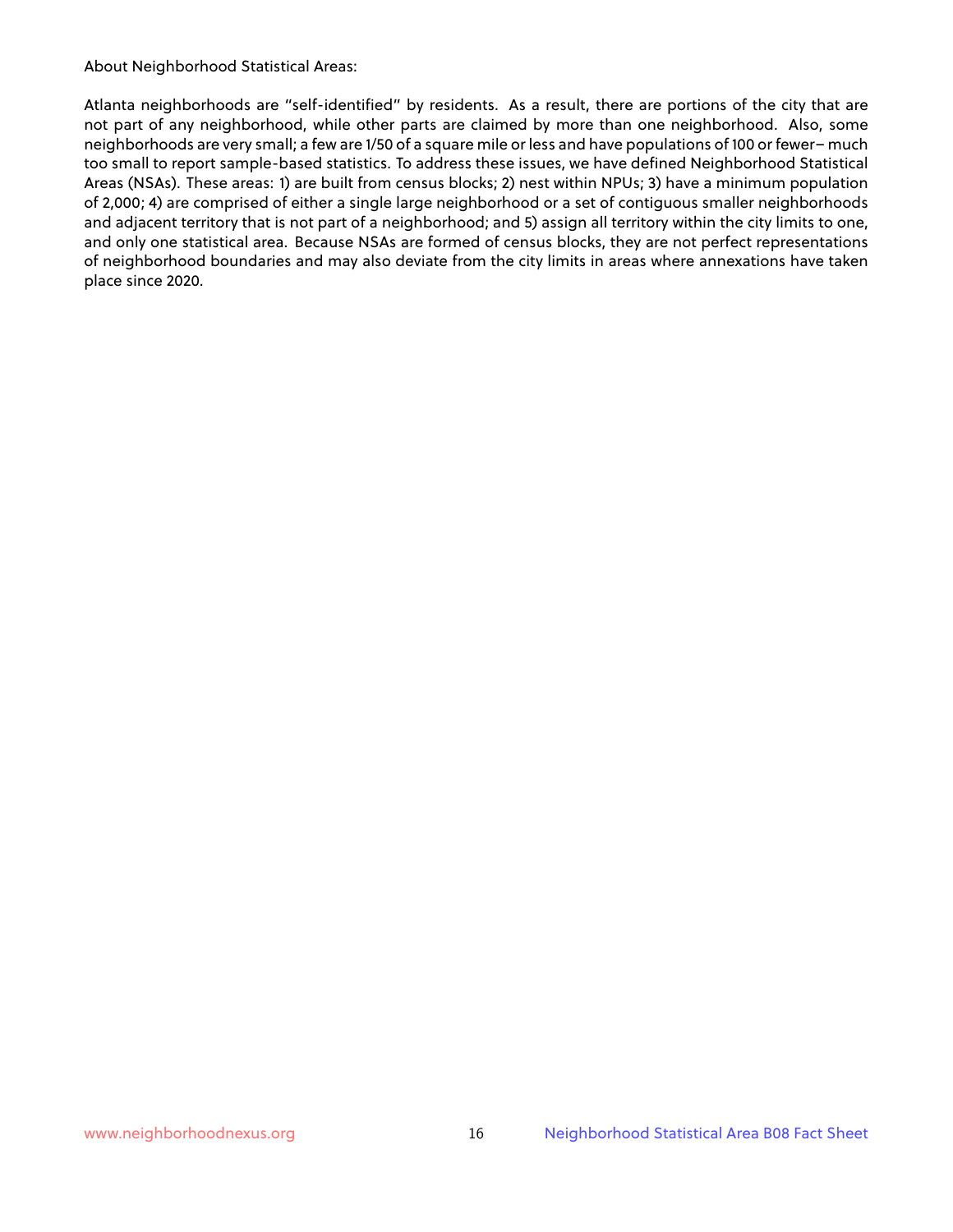About Neighborhood Statistical Areas:

Atlanta neighborhoods are "self-identified" by residents. As a result, there are portions of the city that are not part of any neighborhood, while other parts are claimed by more than one neighborhood. Also, some neighborhoods are very small; a few are 1/50 of a square mile or less and have populations of 100 or fewer– much too small to report sample-based statistics. To address these issues, we have defined Neighborhood Statistical Areas (NSAs). These areas: 1) are built from census blocks; 2) nest within NPUs; 3) have a minimum population of 2,000; 4) are comprised of either a single large neighborhood or a set of contiguous smaller neighborhoods and adjacent territory that is not part of a neighborhood; and 5) assign all territory within the city limits to one, and only one statistical area. Because NSAs are formed of census blocks, they are not perfect representations of neighborhood boundaries and may also deviate from the city limits in areas where annexations have taken place since 2020.